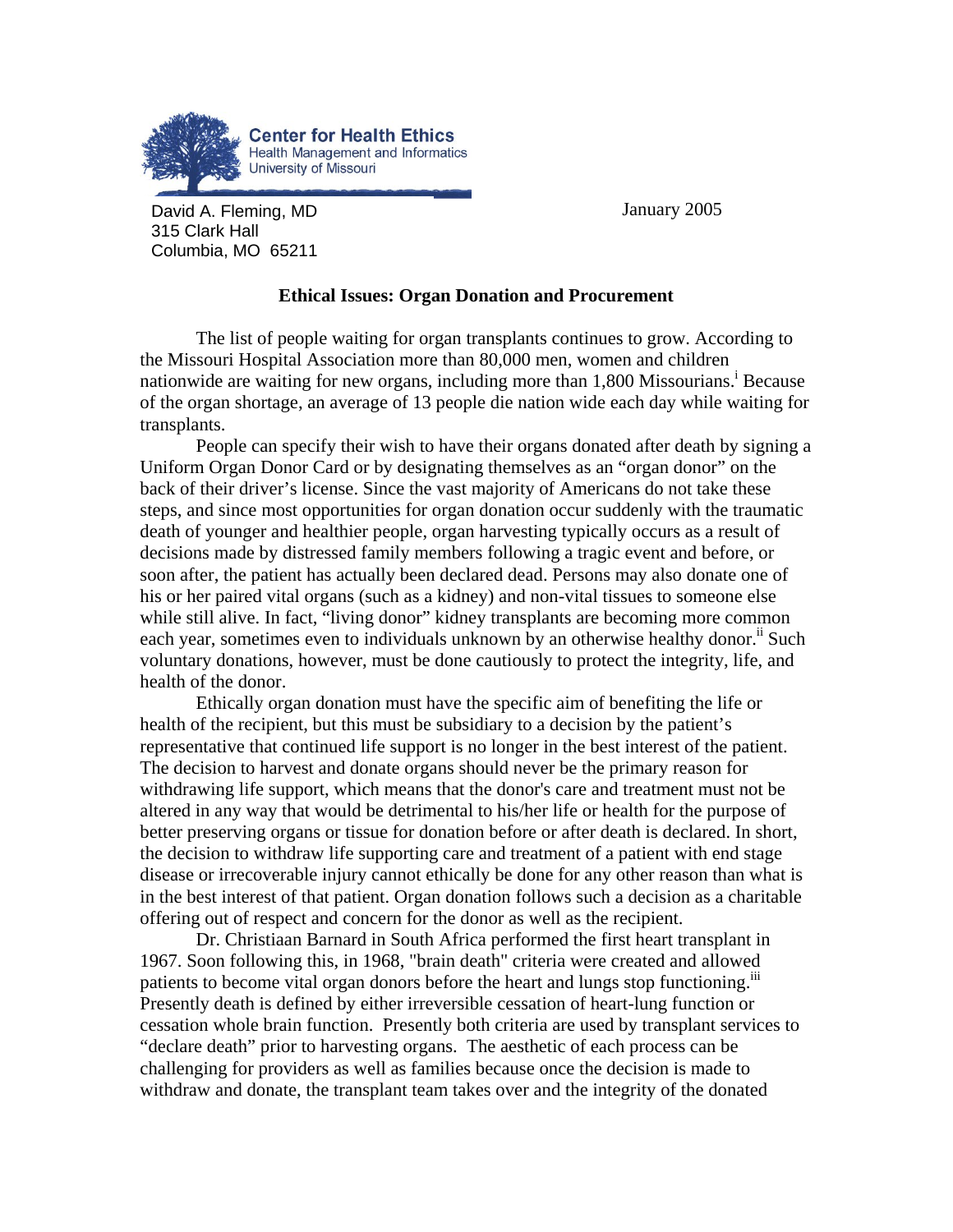**Center for Health Ethics**
Health Management and Informatics
University of Missouri

David A. Fleming, MD
315 Clark Hall
Columbia, MO 65211

January 2005

# Ethical Issues: Organ Donation and Procurement

The list of people waiting for organ transplants continues to grow. According to the Missouri Hospital Association more than 80,000 men, women and children nationwide are waiting for new organs, including more than 1,800 Missourians.[i] Because of the organ shortage, an average of 13 people die nation wide each day while waiting for transplants.

People can specify their wish to have their organs donated after death by signing a Uniform Organ Donor Card or by designating themselves as an "organ donor" on the back of their driver's license. Since the vast majority of Americans do not take these steps, and since most opportunities for organ donation occur suddenly with the traumatic death of younger and healthier people, organ harvesting typically occurs as a result of decisions made by distressed family members following a tragic event and before, or soon after, the patient has actually been declared dead. Persons may also donate one of his or her paired vital organs (such as a kidney) and non-vital tissues to someone else while still alive. In fact, "living donor" kidney transplants are becoming more common each year, sometimes even to individuals unknown by an otherwise healthy donor.[ii] Such voluntary donations, however, must be done cautiously to protect the integrity, life, and health of the donor.

Ethically organ donation must have the specific aim of benefiting the life or health of the recipient, but this must be subsidiary to a decision by the patient's representative that continued life support is no longer in the best interest of the patient. The decision to harvest and donate organs should never be the primary reason for withdrawing life support, which means that the donor's care and treatment must not be altered in any way that would be detrimental to his/her life or health for the purpose of better preserving organs or tissue for donation before or after death is declared. In short, the decision to withdraw life supporting care and treatment of a patient with end stage disease or irrecoverable injury cannot ethically be done for any other reason than what is in the best interest of that patient. Organ donation follows such a decision as a charitable offering out of respect and concern for the donor as well as the recipient.

Dr. Christiaan Barnard in South Africa performed the first heart transplant in 1967. Soon following this, in 1968, "brain death" criteria were created and allowed patients to become vital organ donors before the heart and lungs stop functioning.[iii] Presently death is defined by either irreversible cessation of heart-lung function or cessation whole brain function. Presently both criteria are used by transplant services to "declare death" prior to harvesting organs. The aesthetic of each process can be challenging for providers as well as families because once the decision is made to withdraw and donate, the transplant team takes over and the integrity of the donated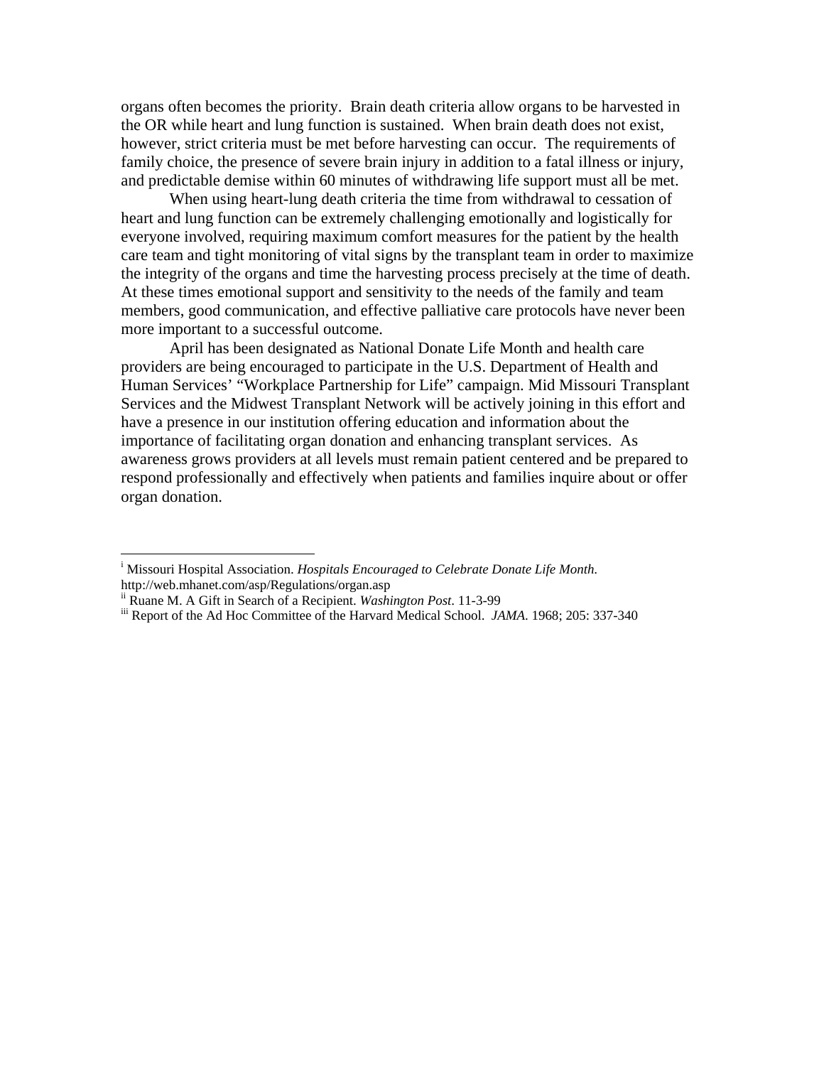organs often becomes the priority. Brain death criteria allow organs to be harvested in the OR while heart and lung function is sustained. When brain death does not exist, however, strict criteria must be met before harvesting can occur. The requirements of family choice, the presence of severe brain injury in addition to a fatal illness or injury, and predictable demise within 60 minutes of withdrawing life support must all be met.

When using heart-lung death criteria the time from withdrawal to cessation of heart and lung function can be extremely challenging emotionally and logistically for everyone involved, requiring maximum comfort measures for the patient by the health care team and tight monitoring of vital signs by the transplant team in order to maximize the integrity of the organs and time the harvesting process precisely at the time of death. At these times emotional support and sensitivity to the needs of the family and team members, good communication, and effective palliative care protocols have never been more important to a successful outcome.

April has been designated as National Donate Life Month and health care providers are being encouraged to participate in the U.S. Department of Health and Human Services' "Workplace Partnership for Life" campaign. Mid Missouri Transplant Services and the Midwest Transplant Network will be actively joining in this effort and have a presence in our institution offering education and information about the importance of facilitating organ donation and enhancing transplant services. As awareness grows providers at all levels must remain patient centered and be prepared to respond professionally and effectively when patients and families inquire about or offer organ donation.

---

[i] Missouri Hospital Association. *Hospitals Encouraged to Celebrate Donate Life Month.* http://web.mhanet.com/asp/Regulations/organ.asp

[ii] Ruane M. A Gift in Search of a Recipient. *Washington Post*. 11-3-99

[iii] Report of the Ad Hoc Committee of the Harvard Medical School. *JAMA*. 1968; 205: 337-340